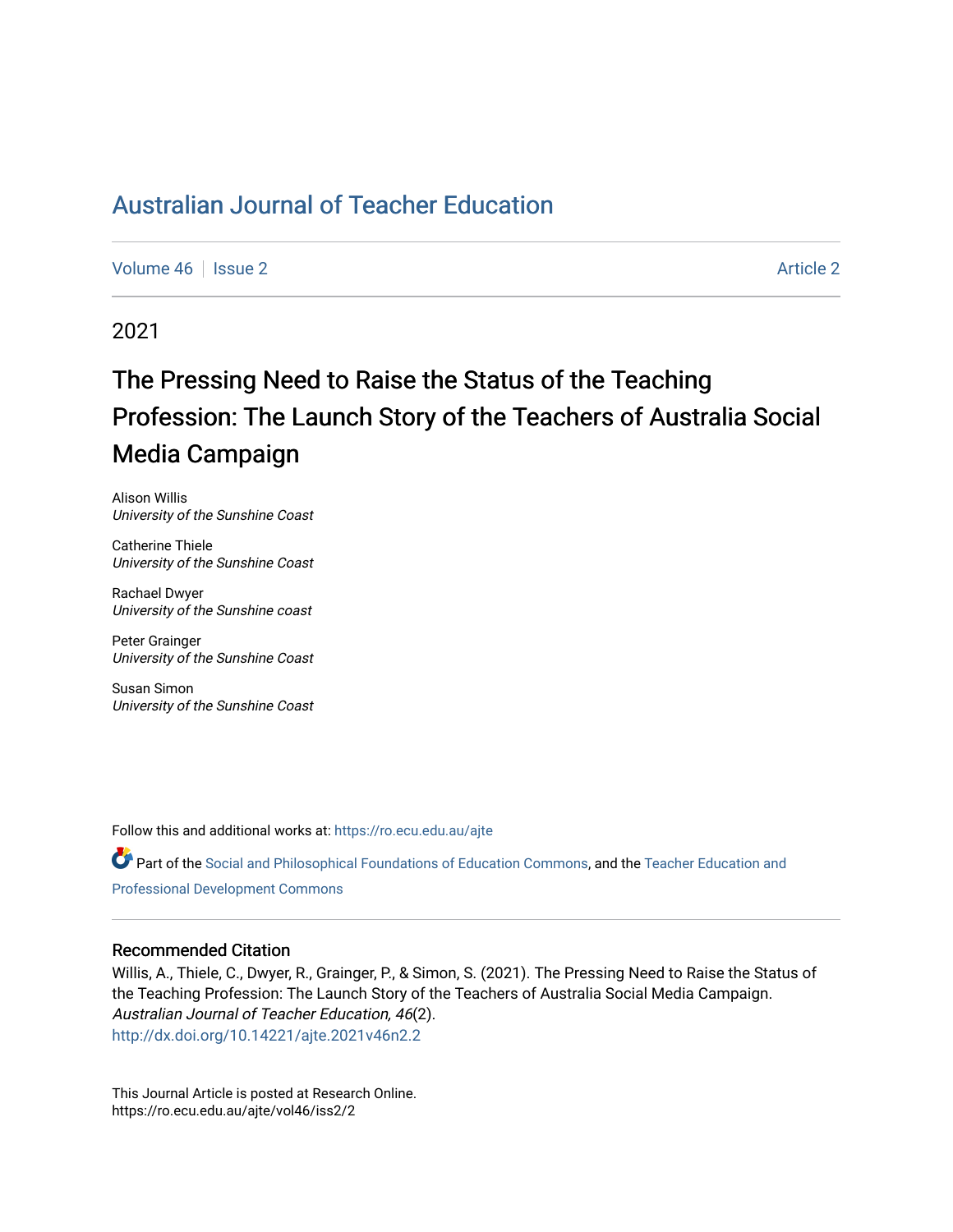# Australian Journal of Teacher Education

Volume 46 | Issue 2 | Article 2

2021

## The Pressing Need to Raise the Status of the Teaching Profession: The Launch Story of the Teachers of Australia Social Media Campaign

Alison Willis
*University of the Sunshine Coast*

Catherine Thiele
*University of the Sunshine Coast*

Rachael Dwyer
*University of the Sunshine coast*

Peter Grainger
*University of the Sunshine Coast*

Susan Simon
*University of the Sunshine Coast*

Follow this and additional works at: https://ro.ecu.edu.au/ajte

Part of the Social and Philosophical Foundations of Education Commons, and the Teacher Education and Professional Development Commons

### Recommended Citation

Willis, A., Thiele, C., Dwyer, R., Grainger, P., & Simon, S. (2021). The Pressing Need to Raise the Status of the Teaching Profession: The Launch Story of the Teachers of Australia Social Media Campaign. *Australian Journal of Teacher Education, 46*(2).
http://dx.doi.org/10.14221/ajte.2021v46n2.2

This Journal Article is posted at Research Online.
https://ro.ecu.edu.au/ajte/vol46/iss2/2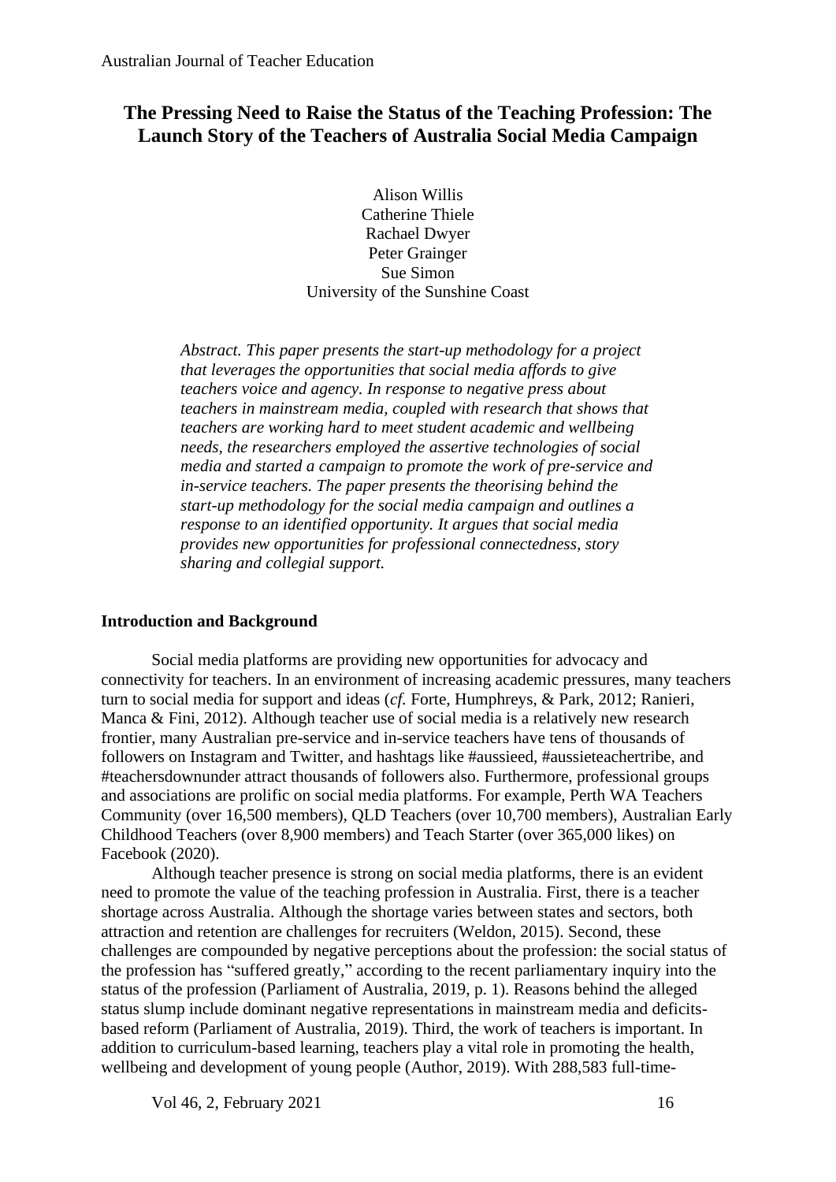# The Pressing Need to Raise the Status of the Teaching Profession: The Launch Story of the Teachers of Australia Social Media Campaign

Alison Willis
Catherine Thiele
Rachael Dwyer
Peter Grainger
Sue Simon
University of the Sunshine Coast

*Abstract. This paper presents the start-up methodology for a project that leverages the opportunities that social media affords to give teachers voice and agency. In response to negative press about teachers in mainstream media, coupled with research that shows that teachers are working hard to meet student academic and wellbeing needs, the researchers employed the assertive technologies of social media and started a campaign to promote the work of pre-service and in-service teachers. The paper presents the theorising behind the start-up methodology for the social media campaign and outlines a response to an identified opportunity. It argues that social media provides new opportunities for professional connectedness, story sharing and collegial support.*

## Introduction and Background

Social media platforms are providing new opportunities for advocacy and connectivity for teachers. In an environment of increasing academic pressures, many teachers turn to social media for support and ideas (*cf.* Forte, Humphreys, & Park, 2012; Ranieri, Manca & Fini, 2012). Although teacher use of social media is a relatively new research frontier, many Australian pre-service and in-service teachers have tens of thousands of followers on Instagram and Twitter, and hashtags like #aussieed, #aussieteachertribe, and #teachersdownunder attract thousands of followers also. Furthermore, professional groups and associations are prolific on social media platforms. For example, Perth WA Teachers Community (over 16,500 members), QLD Teachers (over 10,700 members), Australian Early Childhood Teachers (over 8,900 members) and Teach Starter (over 365,000 likes) on Facebook (2020).

Although teacher presence is strong on social media platforms, there is an evident need to promote the value of the teaching profession in Australia. First, there is a teacher shortage across Australia. Although the shortage varies between states and sectors, both attraction and retention are challenges for recruiters (Weldon, 2015). Second, these challenges are compounded by negative perceptions about the profession: the social status of the profession has "suffered greatly," according to the recent parliamentary inquiry into the status of the profession (Parliament of Australia, 2019, p. 1). Reasons behind the alleged status slump include dominant negative representations in mainstream media and deficits-based reform (Parliament of Australia, 2019). Third, the work of teachers is important. In addition to curriculum-based learning, teachers play a vital role in promoting the health, wellbeing and development of young people (Author, 2019). With 288,583 full-time-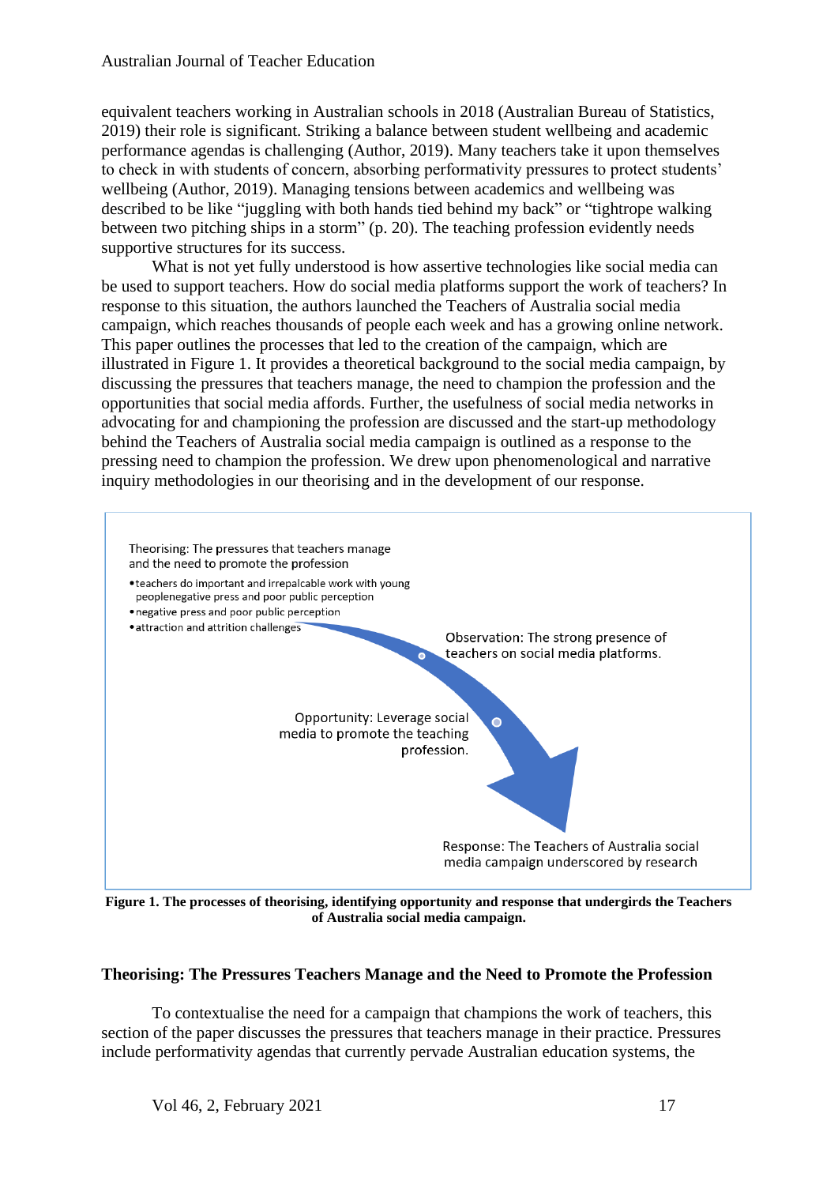equivalent teachers working in Australian schools in 2018 (Australian Bureau of Statistics, 2019) their role is significant. Striking a balance between student wellbeing and academic performance agendas is challenging (Author, 2019). Many teachers take it upon themselves to check in with students of concern, absorbing performativity pressures to protect students' wellbeing (Author, 2019). Managing tensions between academics and wellbeing was described to be like "juggling with both hands tied behind my back" or "tightrope walking between two pitching ships in a storm" (p. 20). The teaching profession evidently needs supportive structures for its success.

What is not yet fully understood is how assertive technologies like social media can be used to support teachers. How do social media platforms support the work of teachers? In response to this situation, the authors launched the Teachers of Australia social media campaign, which reaches thousands of people each week and has a growing online network. This paper outlines the processes that led to the creation of the campaign, which are illustrated in Figure 1. It provides a theoretical background to the social media campaign, by discussing the pressures that teachers manage, the need to champion the profession and the opportunities that social media affords. Further, the usefulness of social media networks in advocating for and championing the profession are discussed and the start-up methodology behind the Teachers of Australia social media campaign is outlined as a response to the pressing need to champion the profession. We drew upon phenomenological and narrative inquiry methodologies in our theorising and in the development of our response.

Theorising: The pressures that teachers manage and the need to promote the profession

- teachers do important and irrepalcable work with young peoplenegative press and poor public perception
- negative press and poor public perception
- attraction and attrition challenges

Observation: The strong presence of teachers on social media platforms.

Opportunity: Leverage social media to promote the teaching profession.

Response: The Teachers of Australia social media campaign underscored by research

**Figure 1. The processes of theorising, identifying opportunity and response that undergirds the Teachers of Australia social media campaign.**

### Theorising: The Pressures Teachers Manage and the Need to Promote the Profession

To contextualise the need for a campaign that champions the work of teachers, this section of the paper discusses the pressures that teachers manage in their practice. Pressures include performativity agendas that currently pervade Australian education systems, the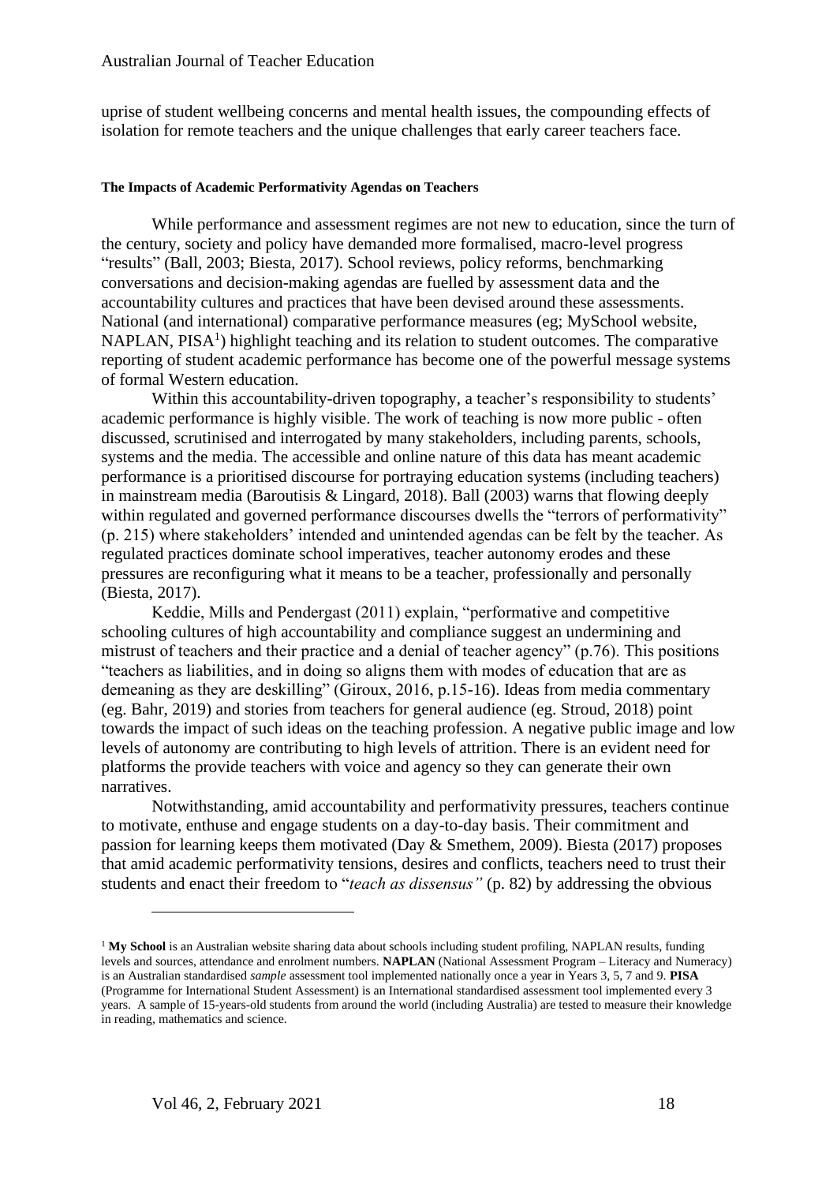uprise of student wellbeing concerns and mental health issues, the compounding effects of isolation for remote teachers and the unique challenges that early career teachers face.

#### The Impacts of Academic Performativity Agendas on Teachers

While performance and assessment regimes are not new to education, since the turn of the century, society and policy have demanded more formalised, macro-level progress "results" (Ball, 2003; Biesta, 2017). School reviews, policy reforms, benchmarking conversations and decision-making agendas are fuelled by assessment data and the accountability cultures and practices that have been devised around these assessments. National (and international) comparative performance measures (eg; MySchool website, NAPLAN, PISA[1]) highlight teaching and its relation to student outcomes. The comparative reporting of student academic performance has become one of the powerful message systems of formal Western education.

Within this accountability-driven topography, a teacher's responsibility to students' academic performance is highly visible. The work of teaching is now more public - often discussed, scrutinised and interrogated by many stakeholders, including parents, schools, systems and the media. The accessible and online nature of this data has meant academic performance is a prioritised discourse for portraying education systems (including teachers) in mainstream media (Baroutisis & Lingard, 2018). Ball (2003) warns that flowing deeply within regulated and governed performance discourses dwells the "terrors of performativity" (p. 215) where stakeholders' intended and unintended agendas can be felt by the teacher. As regulated practices dominate school imperatives, teacher autonomy erodes and these pressures are reconfiguring what it means to be a teacher, professionally and personally (Biesta, 2017).

Keddie, Mills and Pendergast (2011) explain, "performative and competitive schooling cultures of high accountability and compliance suggest an undermining and mistrust of teachers and their practice and a denial of teacher agency" (p.76). This positions "teachers as liabilities, and in doing so aligns them with modes of education that are as demeaning as they are deskilling" (Giroux, 2016, p.15-16). Ideas from media commentary (eg. Bahr, 2019) and stories from teachers for general audience (eg. Stroud, 2018) point towards the impact of such ideas on the teaching profession. A negative public image and low levels of autonomy are contributing to high levels of attrition. There is an evident need for platforms the provide teachers with voice and agency so they can generate their own narratives.

Notwithstanding, amid accountability and performativity pressures, teachers continue to motivate, enthuse and engage students on a day-to-day basis. Their commitment and passion for learning keeps them motivated (Day & Smethem, 2009). Biesta (2017) proposes that amid academic performativity tensions, desires and conflicts, teachers need to trust their students and enact their freedom to "*teach as dissensus"* (p. 82) by addressing the obvious

---

[1] **My School** is an Australian website sharing data about schools including student profiling, NAPLAN results, funding levels and sources, attendance and enrolment numbers. **NAPLAN** (National Assessment Program – Literacy and Numeracy) is an Australian standardised *sample* assessment tool implemented nationally once a year in Years 3, 5, 7 and 9. **PISA** (Programme for International Student Assessment) is an International standardised assessment tool implemented every 3 years. A sample of 15-years-old students from around the world (including Australia) are tested to measure their knowledge in reading, mathematics and science.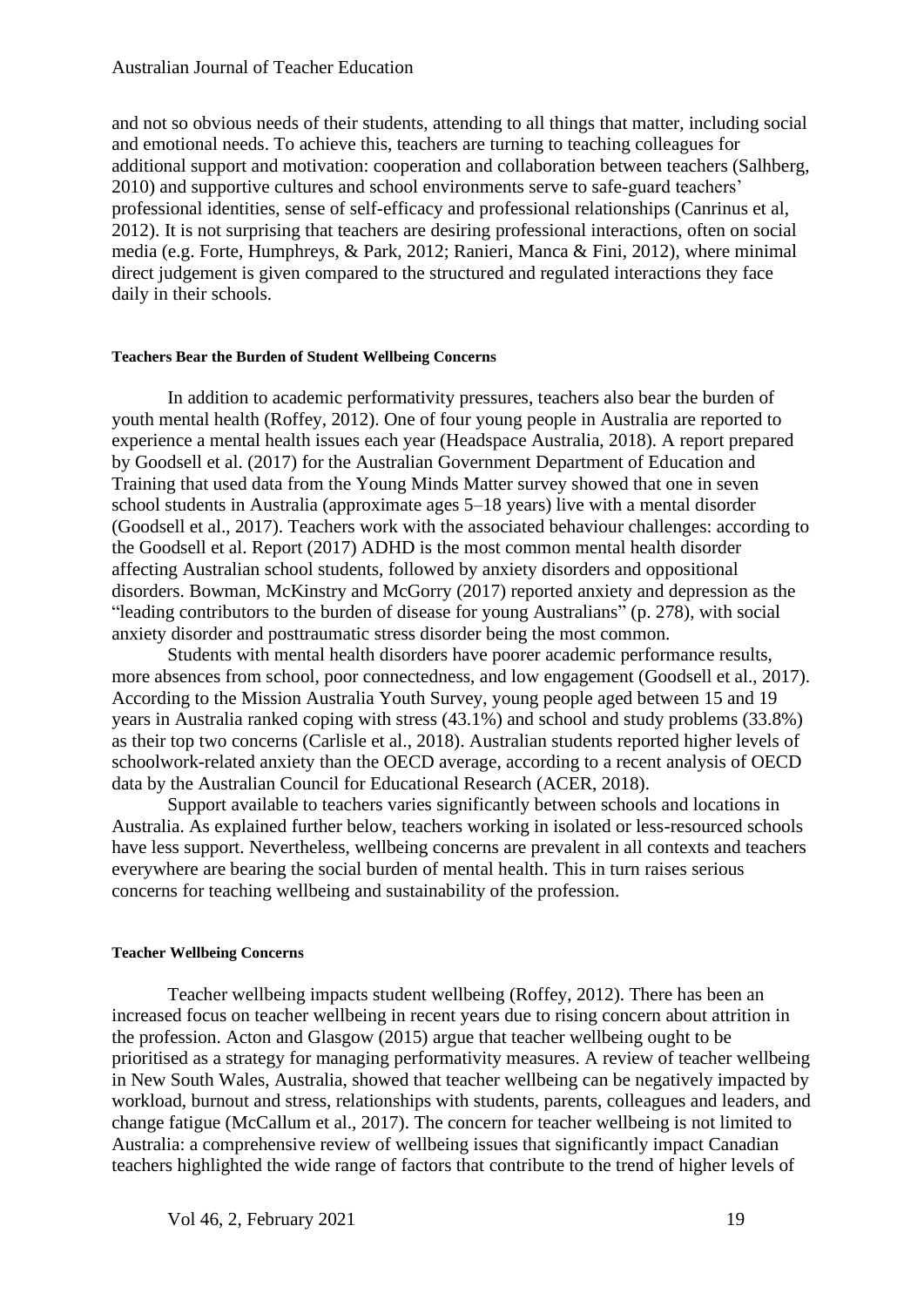and not so obvious needs of their students, attending to all things that matter, including social and emotional needs. To achieve this, teachers are turning to teaching colleagues for additional support and motivation: cooperation and collaboration between teachers (Salhberg, 2010) and supportive cultures and school environments serve to safe-guard teachers' professional identities, sense of self-efficacy and professional relationships (Canrinus et al, 2012). It is not surprising that teachers are desiring professional interactions, often on social media (e.g. Forte, Humphreys, & Park, 2012; Ranieri, Manca & Fini, 2012), where minimal direct judgement is given compared to the structured and regulated interactions they face daily in their schools.

#### Teachers Bear the Burden of Student Wellbeing Concerns

In addition to academic performativity pressures, teachers also bear the burden of youth mental health (Roffey, 2012). One of four young people in Australia are reported to experience a mental health issues each year (Headspace Australia, 2018). A report prepared by Goodsell et al. (2017) for the Australian Government Department of Education and Training that used data from the Young Minds Matter survey showed that one in seven school students in Australia (approximate ages 5–18 years) live with a mental disorder (Goodsell et al., 2017). Teachers work with the associated behaviour challenges: according to the Goodsell et al. Report (2017) ADHD is the most common mental health disorder affecting Australian school students, followed by anxiety disorders and oppositional disorders. Bowman, McKinstry and McGorry (2017) reported anxiety and depression as the "leading contributors to the burden of disease for young Australians" (p. 278), with social anxiety disorder and posttraumatic stress disorder being the most common.

Students with mental health disorders have poorer academic performance results, more absences from school, poor connectedness, and low engagement (Goodsell et al., 2017). According to the Mission Australia Youth Survey, young people aged between 15 and 19 years in Australia ranked coping with stress (43.1%) and school and study problems (33.8%) as their top two concerns (Carlisle et al., 2018). Australian students reported higher levels of schoolwork-related anxiety than the OECD average, according to a recent analysis of OECD data by the Australian Council for Educational Research (ACER, 2018).

Support available to teachers varies significantly between schools and locations in Australia. As explained further below, teachers working in isolated or less-resourced schools have less support. Nevertheless, wellbeing concerns are prevalent in all contexts and teachers everywhere are bearing the social burden of mental health. This in turn raises serious concerns for teaching wellbeing and sustainability of the profession.

#### Teacher Wellbeing Concerns

Teacher wellbeing impacts student wellbeing (Roffey, 2012). There has been an increased focus on teacher wellbeing in recent years due to rising concern about attrition in the profession. Acton and Glasgow (2015) argue that teacher wellbeing ought to be prioritised as a strategy for managing performativity measures. A review of teacher wellbeing in New South Wales, Australia, showed that teacher wellbeing can be negatively impacted by workload, burnout and stress, relationships with students, parents, colleagues and leaders, and change fatigue (McCallum et al., 2017). The concern for teacher wellbeing is not limited to Australia: a comprehensive review of wellbeing issues that significantly impact Canadian teachers highlighted the wide range of factors that contribute to the trend of higher levels of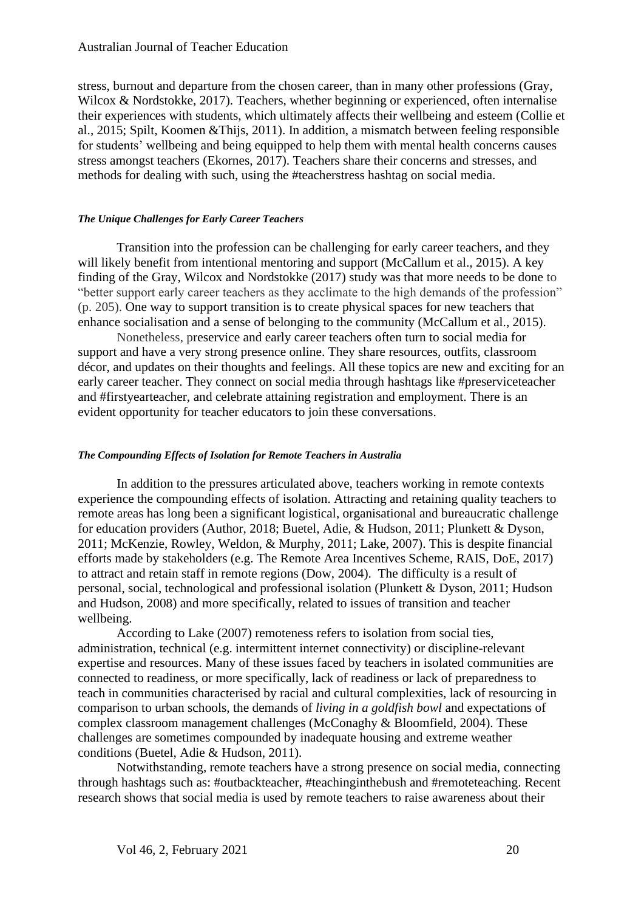stress, burnout and departure from the chosen career, than in many other professions (Gray, Wilcox & Nordstokke, 2017). Teachers, whether beginning or experienced, often internalise their experiences with students, which ultimately affects their wellbeing and esteem (Collie et al., 2015; Spilt, Koomen &Thijs, 2011). In addition, a mismatch between feeling responsible for students' wellbeing and being equipped to help them with mental health concerns causes stress amongst teachers (Ekornes, 2017). Teachers share their concerns and stresses, and methods for dealing with such, using the #teacherstress hashtag on social media.

#### *The Unique Challenges for Early Career Teachers*

Transition into the profession can be challenging for early career teachers, and they will likely benefit from intentional mentoring and support (McCallum et al., 2015). A key finding of the Gray, Wilcox and Nordstokke (2017) study was that more needs to be done to "better support early career teachers as they acclimate to the high demands of the profession" (p. 205). One way to support transition is to create physical spaces for new teachers that enhance socialisation and a sense of belonging to the community (McCallum et al., 2015).

Nonetheless, preservice and early career teachers often turn to social media for support and have a very strong presence online. They share resources, outfits, classroom décor, and updates on their thoughts and feelings. All these topics are new and exciting for an early career teacher. They connect on social media through hashtags like #preserviceteacher and #firstyearteacher, and celebrate attaining registration and employment. There is an evident opportunity for teacher educators to join these conversations.

#### *The Compounding Effects of Isolation for Remote Teachers in Australia*

In addition to the pressures articulated above, teachers working in remote contexts experience the compounding effects of isolation. Attracting and retaining quality teachers to remote areas has long been a significant logistical, organisational and bureaucratic challenge for education providers (Author, 2018; Buetel, Adie, & Hudson, 2011; Plunkett & Dyson, 2011; McKenzie, Rowley, Weldon, & Murphy, 2011; Lake, 2007). This is despite financial efforts made by stakeholders (e.g. The Remote Area Incentives Scheme, RAIS, DoE, 2017) to attract and retain staff in remote regions (Dow, 2004). The difficulty is a result of personal, social, technological and professional isolation (Plunkett & Dyson, 2011; Hudson and Hudson, 2008) and more specifically, related to issues of transition and teacher wellbeing.

According to Lake (2007) remoteness refers to isolation from social ties, administration, technical (e.g. intermittent internet connectivity) or discipline-relevant expertise and resources. Many of these issues faced by teachers in isolated communities are connected to readiness, or more specifically, lack of readiness or lack of preparedness to teach in communities characterised by racial and cultural complexities, lack of resourcing in comparison to urban schools, the demands of *living in a goldfish bowl* and expectations of complex classroom management challenges (McConaghy & Bloomfield, 2004). These challenges are sometimes compounded by inadequate housing and extreme weather conditions (Buetel, Adie & Hudson, 2011).

Notwithstanding, remote teachers have a strong presence on social media, connecting through hashtags such as: #outbackteacher, #teachinginthebush and #remoteteaching. Recent research shows that social media is used by remote teachers to raise awareness about their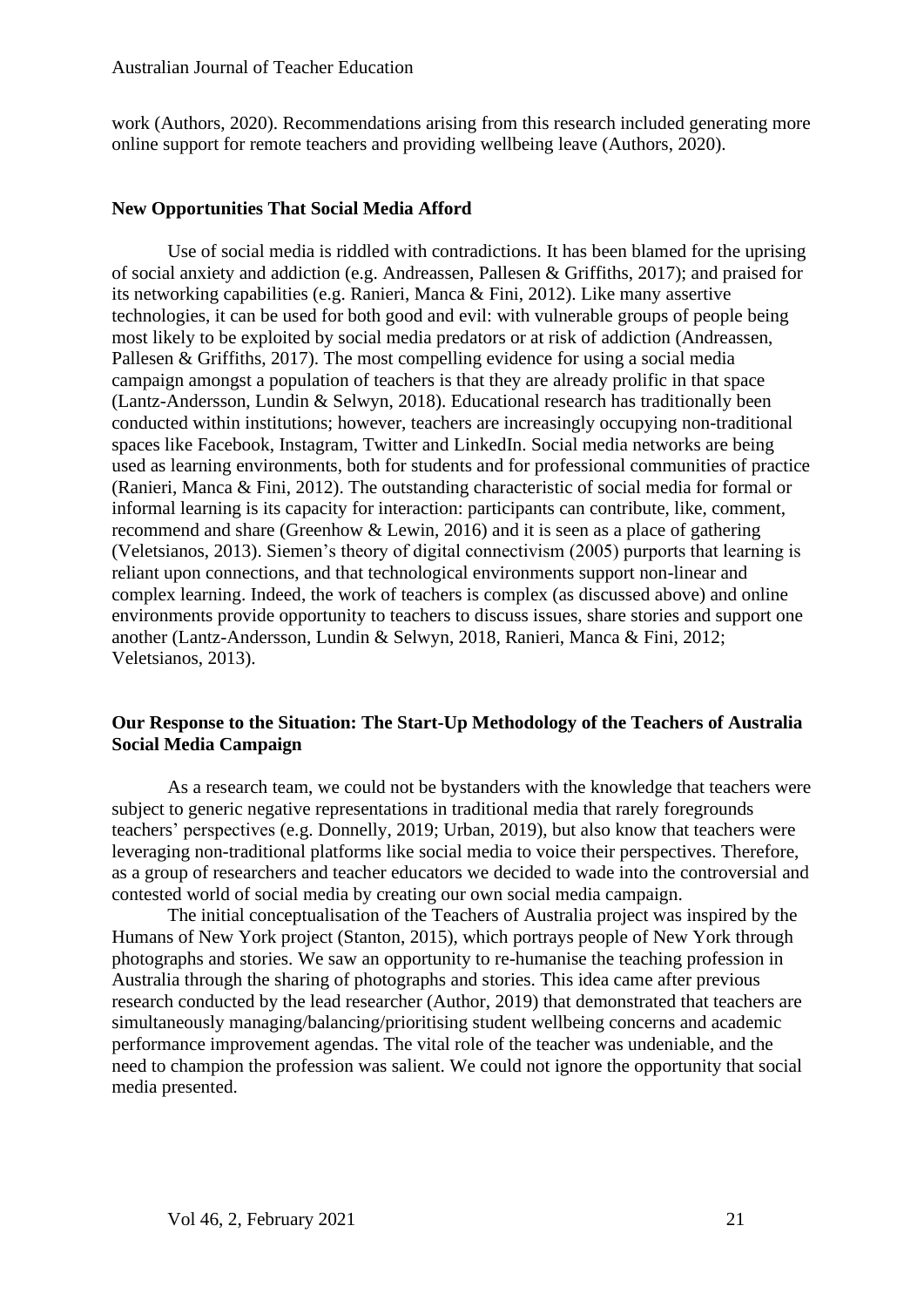work (Authors, 2020). Recommendations arising from this research included generating more online support for remote teachers and providing wellbeing leave (Authors, 2020).

## New Opportunities That Social Media Afford

Use of social media is riddled with contradictions. It has been blamed for the uprising of social anxiety and addiction (e.g. Andreassen, Pallesen & Griffiths, 2017); and praised for its networking capabilities (e.g. Ranieri, Manca & Fini, 2012). Like many assertive technologies, it can be used for both good and evil: with vulnerable groups of people being most likely to be exploited by social media predators or at risk of addiction (Andreassen, Pallesen & Griffiths, 2017). The most compelling evidence for using a social media campaign amongst a population of teachers is that they are already prolific in that space (Lantz-Andersson, Lundin & Selwyn, 2018). Educational research has traditionally been conducted within institutions; however, teachers are increasingly occupying non-traditional spaces like Facebook, Instagram, Twitter and LinkedIn. Social media networks are being used as learning environments, both for students and for professional communities of practice (Ranieri, Manca & Fini, 2012). The outstanding characteristic of social media for formal or informal learning is its capacity for interaction: participants can contribute, like, comment, recommend and share (Greenhow & Lewin, 2016) and it is seen as a place of gathering (Veletsianos, 2013). Siemen's theory of digital connectivism (2005) purports that learning is reliant upon connections, and that technological environments support non-linear and complex learning. Indeed, the work of teachers is complex (as discussed above) and online environments provide opportunity to teachers to discuss issues, share stories and support one another (Lantz-Andersson, Lundin & Selwyn, 2018, Ranieri, Manca & Fini, 2012; Veletsianos, 2013).

## Our Response to the Situation: The Start-Up Methodology of the Teachers of Australia Social Media Campaign

As a research team, we could not be bystanders with the knowledge that teachers were subject to generic negative representations in traditional media that rarely foregrounds teachers' perspectives (e.g. Donnelly, 2019; Urban, 2019), but also know that teachers were leveraging non-traditional platforms like social media to voice their perspectives. Therefore, as a group of researchers and teacher educators we decided to wade into the controversial and contested world of social media by creating our own social media campaign.

The initial conceptualisation of the Teachers of Australia project was inspired by the Humans of New York project (Stanton, 2015), which portrays people of New York through photographs and stories. We saw an opportunity to re-humanise the teaching profession in Australia through the sharing of photographs and stories. This idea came after previous research conducted by the lead researcher (Author, 2019) that demonstrated that teachers are simultaneously managing/balancing/prioritising student wellbeing concerns and academic performance improvement agendas. The vital role of the teacher was undeniable, and the need to champion the profession was salient. We could not ignore the opportunity that social media presented.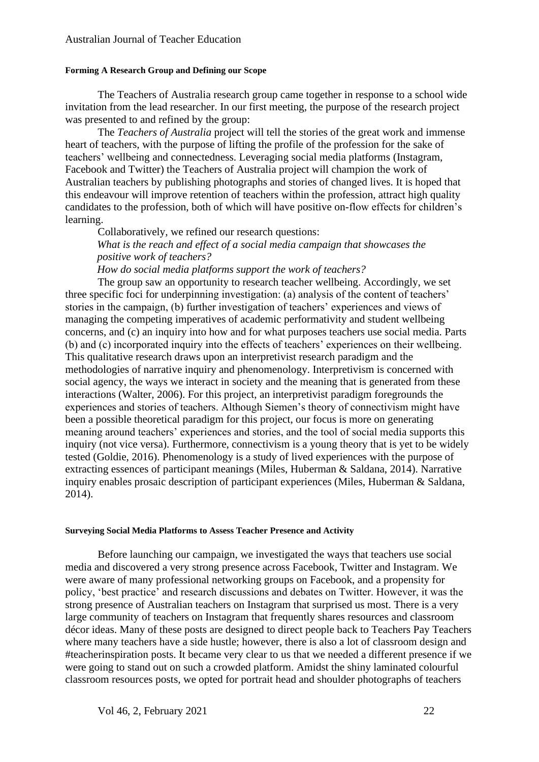#### Forming A Research Group and Defining our Scope

The Teachers of Australia research group came together in response to a school wide invitation from the lead researcher. In our first meeting, the purpose of the research project was presented to and refined by the group:

The *Teachers of Australia* project will tell the stories of the great work and immense heart of teachers, with the purpose of lifting the profile of the profession for the sake of teachers' wellbeing and connectedness. Leveraging social media platforms (Instagram, Facebook and Twitter) the Teachers of Australia project will champion the work of Australian teachers by publishing photographs and stories of changed lives. It is hoped that this endeavour will improve retention of teachers within the profession, attract high quality candidates to the profession, both of which will have positive on-flow effects for children's learning.

Collaboratively, we refined our research questions:

*What is the reach and effect of a social media campaign that showcases the positive work of teachers?*

*How do social media platforms support the work of teachers?*

The group saw an opportunity to research teacher wellbeing. Accordingly, we set three specific foci for underpinning investigation: (a) analysis of the content of teachers' stories in the campaign, (b) further investigation of teachers' experiences and views of managing the competing imperatives of academic performativity and student wellbeing concerns, and (c) an inquiry into how and for what purposes teachers use social media. Parts (b) and (c) incorporated inquiry into the effects of teachers' experiences on their wellbeing. This qualitative research draws upon an interpretivist research paradigm and the methodologies of narrative inquiry and phenomenology. Interpretivism is concerned with social agency, the ways we interact in society and the meaning that is generated from these interactions (Walter, 2006). For this project, an interpretivist paradigm foregrounds the experiences and stories of teachers. Although Siemen's theory of connectivism might have been a possible theoretical paradigm for this project, our focus is more on generating meaning around teachers' experiences and stories, and the tool of social media supports this inquiry (not vice versa). Furthermore, connectivism is a young theory that is yet to be widely tested (Goldie, 2016). Phenomenology is a study of lived experiences with the purpose of extracting essences of participant meanings (Miles, Huberman & Saldana, 2014). Narrative inquiry enables prosaic description of participant experiences (Miles, Huberman & Saldana, 2014).

#### Surveying Social Media Platforms to Assess Teacher Presence and Activity

Before launching our campaign, we investigated the ways that teachers use social media and discovered a very strong presence across Facebook, Twitter and Instagram. We were aware of many professional networking groups on Facebook, and a propensity for policy, 'best practice' and research discussions and debates on Twitter. However, it was the strong presence of Australian teachers on Instagram that surprised us most. There is a very large community of teachers on Instagram that frequently shares resources and classroom décor ideas. Many of these posts are designed to direct people back to Teachers Pay Teachers where many teachers have a side hustle; however, there is also a lot of classroom design and #teacherinspiration posts. It became very clear to us that we needed a different presence if we were going to stand out on such a crowded platform. Amidst the shiny laminated colourful classroom resources posts, we opted for portrait head and shoulder photographs of teachers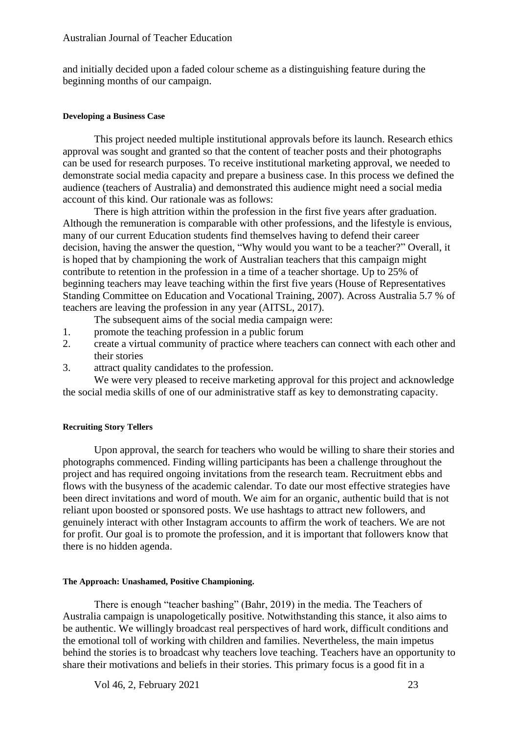and initially decided upon a faded colour scheme as a distinguishing feature during the beginning months of our campaign.

#### Developing a Business Case

This project needed multiple institutional approvals before its launch. Research ethics approval was sought and granted so that the content of teacher posts and their photographs can be used for research purposes. To receive institutional marketing approval, we needed to demonstrate social media capacity and prepare a business case. In this process we defined the audience (teachers of Australia) and demonstrated this audience might need a social media account of this kind. Our rationale was as follows:

There is high attrition within the profession in the first five years after graduation. Although the remuneration is comparable with other professions, and the lifestyle is envious, many of our current Education students find themselves having to defend their career decision, having the answer the question, "Why would you want to be a teacher?" Overall, it is hoped that by championing the work of Australian teachers that this campaign might contribute to retention in the profession in a time of a teacher shortage. Up to 25% of beginning teachers may leave teaching within the first five years (House of Representatives Standing Committee on Education and Vocational Training, 2007). Across Australia 5.7 % of teachers are leaving the profession in any year (AITSL, 2017).

The subsequent aims of the social media campaign were:

1. promote the teaching profession in a public forum
2. create a virtual community of practice where teachers can connect with each other and their stories
3. attract quality candidates to the profession.

We were very pleased to receive marketing approval for this project and acknowledge the social media skills of one of our administrative staff as key to demonstrating capacity.

#### Recruiting Story Tellers

Upon approval, the search for teachers who would be willing to share their stories and photographs commenced. Finding willing participants has been a challenge throughout the project and has required ongoing invitations from the research team. Recruitment ebbs and flows with the busyness of the academic calendar. To date our most effective strategies have been direct invitations and word of mouth. We aim for an organic, authentic build that is not reliant upon boosted or sponsored posts. We use hashtags to attract new followers, and genuinely interact with other Instagram accounts to affirm the work of teachers. We are not for profit. Our goal is to promote the profession, and it is important that followers know that there is no hidden agenda.

#### The Approach: Unashamed, Positive Championing.

There is enough "teacher bashing" (Bahr, 2019) in the media. The Teachers of Australia campaign is unapologetically positive. Notwithstanding this stance, it also aims to be authentic. We willingly broadcast real perspectives of hard work, difficult conditions and the emotional toll of working with children and families. Nevertheless, the main impetus behind the stories is to broadcast why teachers love teaching. Teachers have an opportunity to share their motivations and beliefs in their stories. This primary focus is a good fit in a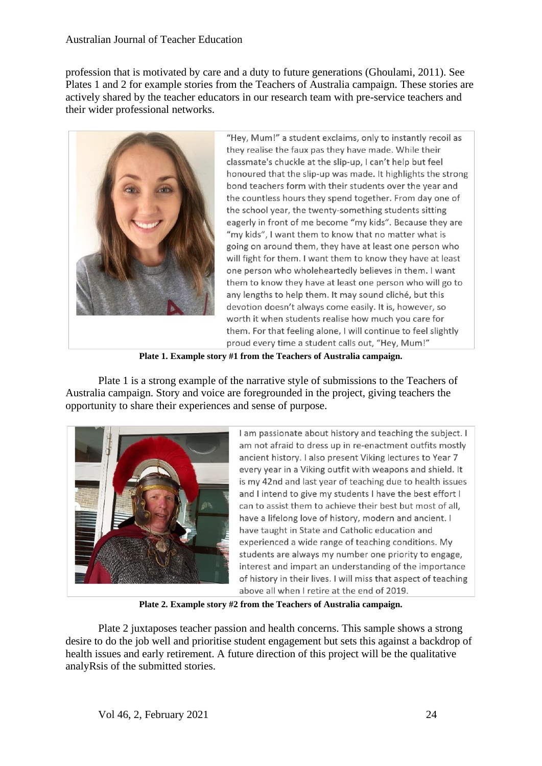profession that is motivated by care and a duty to future generations (Ghoulami, 2011). See Plates 1 and 2 for example stories from the Teachers of Australia campaign. These stories are actively shared by the teacher educators in our research team with pre-service teachers and their wider professional networks.

"Hey, Mum!" a student exclaims, only to instantly recoil as they realise the faux pas they have made. While their classmate's chuckle at the slip-up, I can't help but feel honoured that the slip-up was made. It highlights the strong bond teachers form with their students over the year and the countless hours they spend together. From day one of the school year, the twenty-something students sitting eagerly in front of me become "my kids". Because they are "my kids", I want them to know that no matter what is going on around them, they have at least one person who will fight for them. I want them to know they have at least one person who wholeheartedly believes in them. I want them to know they have at least one person who will go to any lengths to help them. It may sound cliché, but this devotion doesn't always come easily. It is, however, so worth it when students realise how much you care for them. For that feeling alone, I will continue to feel slightly proud every time a student calls out, "Hey, Mum!"

**Plate 1. Example story #1 from the Teachers of Australia campaign.**

Plate 1 is a strong example of the narrative style of submissions to the Teachers of Australia campaign. Story and voice are foregrounded in the project, giving teachers the opportunity to share their experiences and sense of purpose.

I am passionate about history and teaching the subject. I am not afraid to dress up in re-enactment outfits mostly ancient history. I also present Viking lectures to Year 7 every year in a Viking outfit with weapons and shield. It is my 42nd and last year of teaching due to health issues and I intend to give my students I have the best effort I can to assist them to achieve their best but most of all, have a lifelong love of history, modern and ancient. I have taught in State and Catholic education and experienced a wide range of teaching conditions. My students are always my number one priority to engage, interest and impart an understanding of the importance of history in their lives. I will miss that aspect of teaching above all when I retire at the end of 2019.

**Plate 2. Example story #2 from the Teachers of Australia campaign.**

Plate 2 juxtaposes teacher passion and health concerns. This sample shows a strong desire to do the job well and prioritise student engagement but sets this against a backdrop of health issues and early retirement. A future direction of this project will be the qualitative analyRsis of the submitted stories.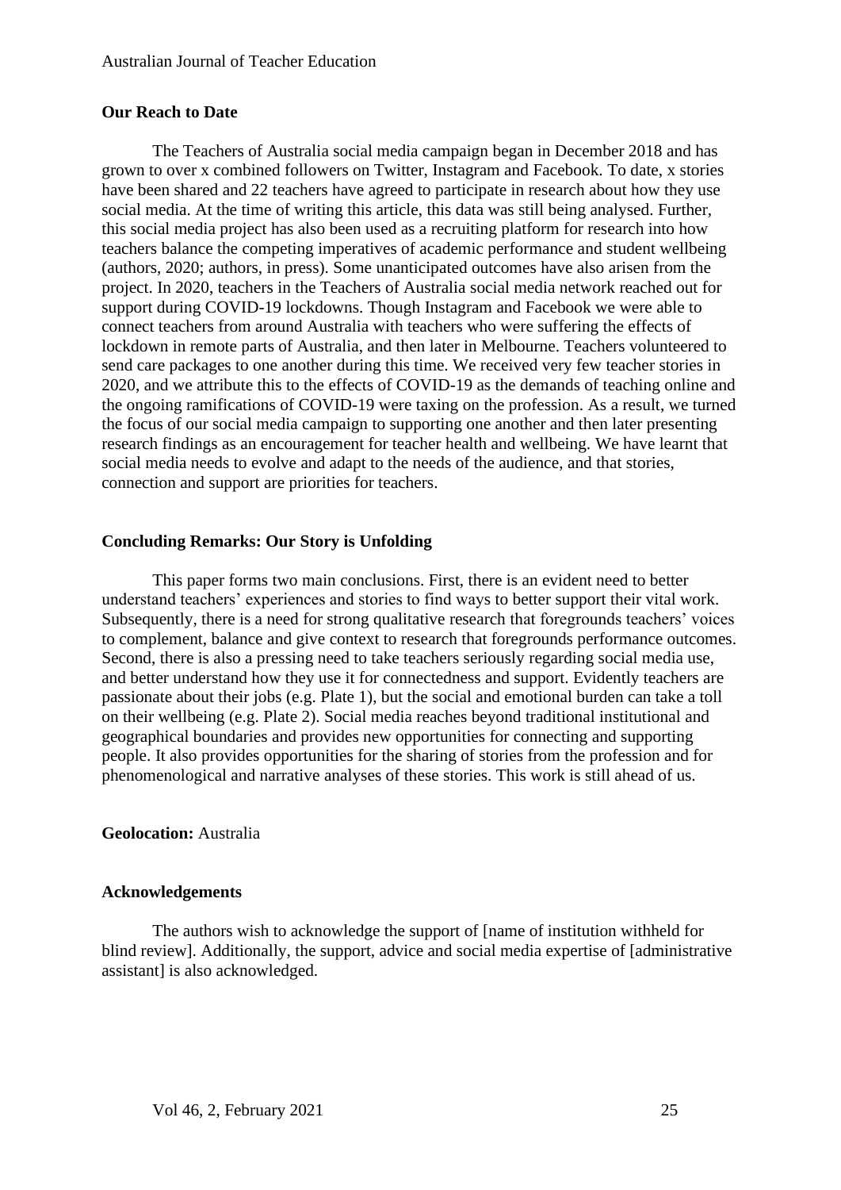### Our Reach to Date

The Teachers of Australia social media campaign began in December 2018 and has grown to over x combined followers on Twitter, Instagram and Facebook. To date, x stories have been shared and 22 teachers have agreed to participate in research about how they use social media. At the time of writing this article, this data was still being analysed. Further, this social media project has also been used as a recruiting platform for research into how teachers balance the competing imperatives of academic performance and student wellbeing (authors, 2020; authors, in press). Some unanticipated outcomes have also arisen from the project. In 2020, teachers in the Teachers of Australia social media network reached out for support during COVID-19 lockdowns. Though Instagram and Facebook we were able to connect teachers from around Australia with teachers who were suffering the effects of lockdown in remote parts of Australia, and then later in Melbourne. Teachers volunteered to send care packages to one another during this time. We received very few teacher stories in 2020, and we attribute this to the effects of COVID-19 as the demands of teaching online and the ongoing ramifications of COVID-19 were taxing on the profession. As a result, we turned the focus of our social media campaign to supporting one another and then later presenting research findings as an encouragement for teacher health and wellbeing. We have learnt that social media needs to evolve and adapt to the needs of the audience, and that stories, connection and support are priorities for teachers.

### Concluding Remarks: Our Story is Unfolding

This paper forms two main conclusions. First, there is an evident need to better understand teachers' experiences and stories to find ways to better support their vital work. Subsequently, there is a need for strong qualitative research that foregrounds teachers' voices to complement, balance and give context to research that foregrounds performance outcomes. Second, there is also a pressing need to take teachers seriously regarding social media use, and better understand how they use it for connectedness and support. Evidently teachers are passionate about their jobs (e.g. Plate 1), but the social and emotional burden can take a toll on their wellbeing (e.g. Plate 2). Social media reaches beyond traditional institutional and geographical boundaries and provides new opportunities for connecting and supporting people. It also provides opportunities for the sharing of stories from the profession and for phenomenological and narrative analyses of these stories. This work is still ahead of us.

**Geolocation:** Australia

### Acknowledgements

The authors wish to acknowledge the support of [name of institution withheld for blind review]. Additionally, the support, advice and social media expertise of [administrative assistant] is also acknowledged.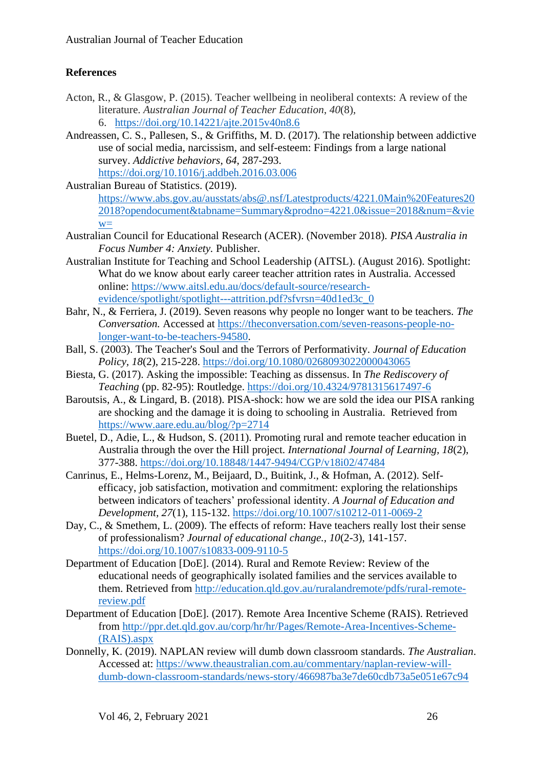## References

Acton, R., & Glasgow, P. (2015). Teacher wellbeing in neoliberal contexts: A review of the literature. *Australian Journal of Teacher Education*, *40*(8), 6. https://doi.org/10.14221/ajte.2015v40n8.6

Andreassen, C. S., Pallesen, S., & Griffiths, M. D. (2017). The relationship between addictive use of social media, narcissism, and self-esteem: Findings from a large national survey. *Addictive behaviors*, *64*, 287-293. https://doi.org/10.1016/j.addbeh.2016.03.006

Australian Bureau of Statistics. (2019). https://www.abs.gov.au/ausstats/abs@.nsf/Latestproducts/4221.0Main%20Features202018?opendocument&tabname=Summary&prodno=4221.0&issue=2018&num=&view=

Australian Council for Educational Research (ACER). (November 2018). *PISA Australia in Focus Number 4: Anxiety.* Publisher.

Australian Institute for Teaching and School Leadership (AITSL). (August 2016). Spotlight: What do we know about early career teacher attrition rates in Australia. Accessed online: https://www.aitsl.edu.au/docs/default-source/research-evidence/spotlight/spotlight---attrition.pdf?sfvrsn=40d1ed3c_0

Bahr, N., & Ferriera, J. (2019). Seven reasons why people no longer want to be teachers. *The Conversation.* Accessed at https://theconversation.com/seven-reasons-people-no-longer-want-to-be-teachers-94580.

Ball, S. (2003). The Teacher's Soul and the Terrors of Performativity. *Journal of Education Policy*, *18*(2), 215-228. https://doi.org/10.1080/0268093022000043065

Biesta, G. (2017). Asking the impossible: Teaching as dissensus. In *The Rediscovery of Teaching* (pp. 82-95): Routledge. https://doi.org/10.4324/9781315617497-6

Baroutsis, A., & Lingard, B. (2018). PISA-shock: how we are sold the idea our PISA ranking are shocking and the damage it is doing to schooling in Australia. Retrieved from https://www.aare.edu.au/blog/?p=2714

Buetel, D., Adie, L., & Hudson, S. (2011). Promoting rural and remote teacher education in Australia through the over the Hill project. *International Journal of Learning, 18*(2), 377-388. https://doi.org/10.18848/1447-9494/CGP/v18i02/47484

Canrinus, E., Helms-Lorenz, M., Beijaard, D., Buitink, J., & Hofman, A. (2012). Self-efficacy, job satisfaction, motivation and commitment: exploring the relationships between indicators of teachers' professional identity. *A Journal of Education and Development*, *27*(1), 115-132. https://doi.org/10.1007/s10212-011-0069-2

Day, C., & Smethem, L. (2009). The effects of reform: Have teachers really lost their sense of professionalism? *Journal of educational change.*, *10*(2-3), 141-157. https://doi.org/10.1007/s10833-009-9110-5

Department of Education [DoE]. (2014). Rural and Remote Review: Review of the educational needs of geographically isolated families and the services available to them. Retrieved from http://education.qld.gov.au/ruralandremote/pdfs/rural-remote-review.pdf

Department of Education [DoE]. (2017). Remote Area Incentive Scheme (RAIS). Retrieved from http://ppr.det.qld.gov.au/corp/hr/hr/Pages/Remote-Area-Incentives-Scheme-(RAIS).aspx

Donnelly, K. (2019). NAPLAN review will dumb down classroom standards. *The Australian*. Accessed at: https://www.theaustralian.com.au/commentary/naplan-review-will-dumb-down-classroom-standards/news-story/466987ba3e7de60cdb73a5e051e67c94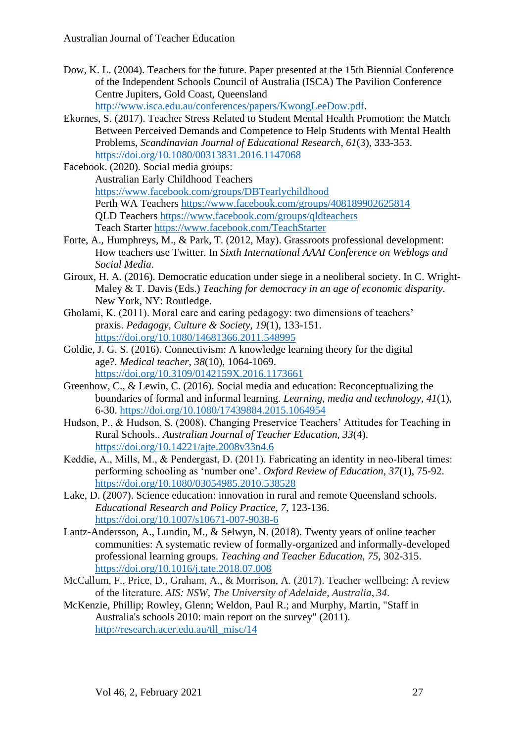Dow, K. L. (2004). Teachers for the future. Paper presented at the 15th Biennial Conference of the Independent Schools Council of Australia (ISCA) The Pavilion Conference Centre Jupiters, Gold Coast, Queensland http://www.isca.edu.au/conferences/papers/KwongLeeDow.pdf.

Ekornes, S. (2017). Teacher Stress Related to Student Mental Health Promotion: the Match Between Perceived Demands and Competence to Help Students with Mental Health Problems, *Scandinavian Journal of Educational Research, 61*(3), 333-353. https://doi.org/10.1080/00313831.2016.1147068

Facebook. (2020). Social media groups:
Australian Early Childhood Teachers https://www.facebook.com/groups/DBTearlychildhood
Perth WA Teachers https://www.facebook.com/groups/408189902625814
QLD Teachers https://www.facebook.com/groups/qldteachers
Teach Starter https://www.facebook.com/TeachStarter

Forte, A., Humphreys, M., & Park, T. (2012, May). Grassroots professional development: How teachers use Twitter. In *Sixth International AAAI Conference on Weblogs and Social Media*.

Giroux, H. A. (2016). Democratic education under siege in a neoliberal society. In C. Wright-Maley & T. Davis (Eds.) *Teaching for democracy in an age of economic disparity.* New York, NY: Routledge.

Gholami, K. (2011). Moral care and caring pedagogy: two dimensions of teachers' praxis. *Pedagogy, Culture & Society, 19*(1), 133-151. https://doi.org/10.1080/14681366.2011.548995

Goldie, J. G. S. (2016). Connectivism: A knowledge learning theory for the digital age?. *Medical teacher*, *38*(10), 1064-1069. https://doi.org/10.3109/0142159X.2016.1173661

Greenhow, C., & Lewin, C. (2016). Social media and education: Reconceptualizing the boundaries of formal and informal learning. *Learning, media and technology*, *41*(1), 6-30. https://doi.org/10.1080/17439884.2015.1064954

Hudson, P., & Hudson, S. (2008). Changing Preservice Teachers' Attitudes for Teaching in Rural Schools.. *Australian Journal of Teacher Education, 33*(4). https://doi.org/10.14221/ajte.2008v33n4.6

Keddie, A., Mills, M., & Pendergast, D. (2011). Fabricating an identity in neo-liberal times: performing schooling as 'number one'. *Oxford Review of Education, 37*(1), 75-92. https://doi.org/10.1080/03054985.2010.538528

Lake, D. (2007). Science education: innovation in rural and remote Queensland schools. *Educational Research and Policy Practice, 7*, 123-136. https://doi.org/10.1007/s10671-007-9038-6

Lantz-Andersson, A., Lundin, M., & Selwyn, N. (2018). Twenty years of online teacher communities: A systematic review of formally-organized and informally-developed professional learning groups. *Teaching and Teacher Education, 75*, 302-315. https://doi.org/10.1016/j.tate.2018.07.008

McCallum, F., Price, D., Graham, A., & Morrison, A. (2017). Teacher wellbeing: A review of the literature. *AIS: NSW, The University of Adelaide, Australia*, *34*.

McKenzie, Phillip; Rowley, Glenn; Weldon, Paul R.; and Murphy, Martin, "Staff in Australia's schools 2010: main report on the survey" (2011). http://research.acer.edu.au/tll_misc/14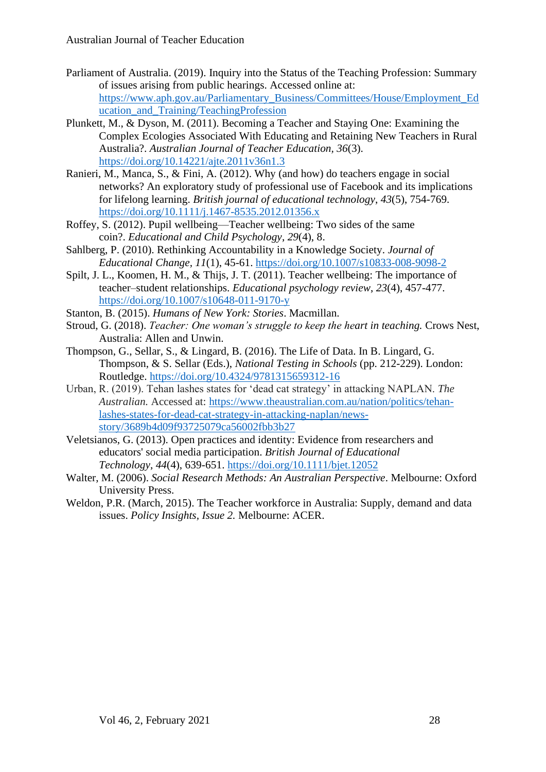Parliament of Australia. (2019). Inquiry into the Status of the Teaching Profession: Summary of issues arising from public hearings. Accessed online at: https://www.aph.gov.au/Parliamentary_Business/Committees/House/Employment_Education_and_Training/TeachingProfession

Plunkett, M., & Dyson, M. (2011). Becoming a Teacher and Staying One: Examining the Complex Ecologies Associated With Educating and Retaining New Teachers in Rural Australia?. *Australian Journal of Teacher Education, 36*(3). https://doi.org/10.14221/ajte.2011v36n1.3

Ranieri, M., Manca, S., & Fini, A. (2012). Why (and how) do teachers engage in social networks? An exploratory study of professional use of Facebook and its implications for lifelong learning. *British journal of educational technology*, *43*(5), 754-769. https://doi.org/10.1111/j.1467-8535.2012.01356.x

Roffey, S. (2012). Pupil wellbeing—Teacher wellbeing: Two sides of the same coin?. *Educational and Child Psychology*, *29*(4), 8.

Sahlberg, P. (2010). Rethinking Accountability in a Knowledge Society. *Journal of Educational Change, 11*(1), 45-61. https://doi.org/10.1007/s10833-008-9098-2

Spilt, J. L., Koomen, H. M., & Thijs, J. T. (2011). Teacher wellbeing: The importance of teacher–student relationships. *Educational psychology review*, *23*(4), 457-477. https://doi.org/10.1007/s10648-011-9170-y

Stanton, B. (2015). *Humans of New York: Stories*. Macmillan.

Stroud, G. (2018). *Teacher: One woman's struggle to keep the heart in teaching.* Crows Nest, Australia: Allen and Unwin.

Thompson, G., Sellar, S., & Lingard, B. (2016). The Life of Data. In B. Lingard, G. Thompson, & S. Sellar (Eds.), *National Testing in Schools* (pp. 212-229). London: Routledge. https://doi.org/10.4324/9781315659312-16

Urban, R. (2019). Tehan lashes states for 'dead cat strategy' in attacking NAPLAN. *The Australian.* Accessed at: https://www.theaustralian.com.au/nation/politics/tehan-lashes-states-for-dead-cat-strategy-in-attacking-naplan/news-story/3689b4d09f93725079ca56002fbb3b27

Veletsianos, G. (2013). Open practices and identity: Evidence from researchers and educators' social media participation. *British Journal of Educational Technology*, *44*(4), 639-651. https://doi.org/10.1111/bjet.12052

Walter, M. (2006). *Social Research Methods: An Australian Perspective*. Melbourne: Oxford University Press.

Weldon, P.R. (March, 2015). The Teacher workforce in Australia: Supply, demand and data issues. *Policy Insights, Issue 2.* Melbourne: ACER.